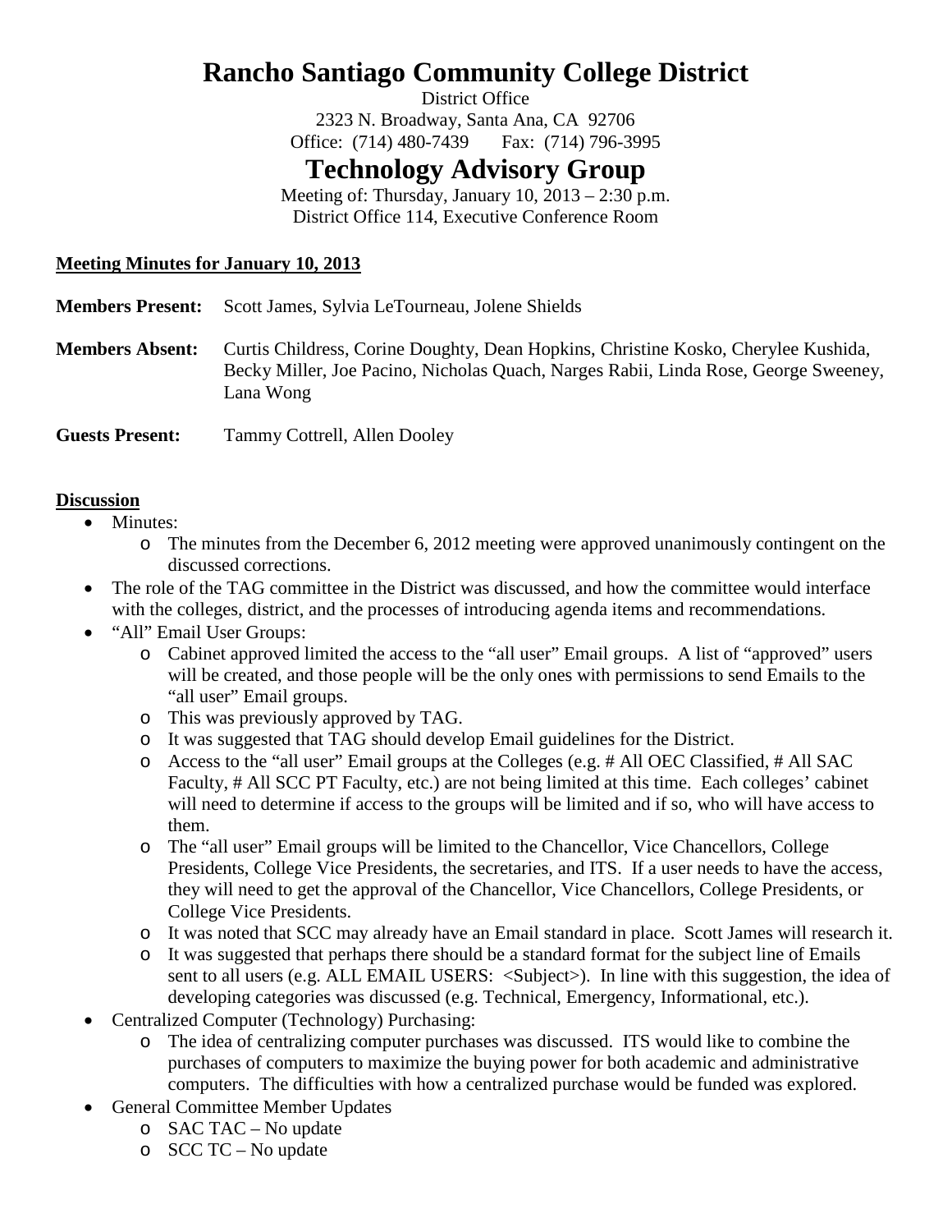# Rancho Santiago Community College District

District Office
2323 N. Broadway, Santa Ana, CA 92706
Office: (714) 480-7439 Fax: (714) 796-3995

# Technology Advisory Group

Meeting of: Thursday, January 10, 2013 – 2:30 p.m.
District Office 114, Executive Conference Room

**Meeting Minutes for January 10, 2013**

**Members Present:** Scott James, Sylvia LeTourneau, Jolene Shields

**Members Absent:** Curtis Childress, Corine Doughty, Dean Hopkins, Christine Kosko, Cherylee Kushida, Becky Miller, Joe Pacino, Nicholas Quach, Narges Rabii, Linda Rose, George Sweeney, Lana Wong

**Guests Present:** Tammy Cottrell, Allen Dooley

**Discussion**

- Minutes:
  - The minutes from the December 6, 2012 meeting were approved unanimously contingent on the discussed corrections.
- The role of the TAG committee in the District was discussed, and how the committee would interface with the colleges, district, and the processes of introducing agenda items and recommendations.
- "All" Email User Groups:
  - Cabinet approved limited the access to the "all user" Email groups. A list of "approved" users will be created, and those people will be the only ones with permissions to send Emails to the "all user" Email groups.
  - This was previously approved by TAG.
  - It was suggested that TAG should develop Email guidelines for the District.
  - Access to the "all user" Email groups at the Colleges (e.g. # All OEC Classified, # All SAC Faculty, # All SCC PT Faculty, etc.) are not being limited at this time. Each colleges' cabinet will need to determine if access to the groups will be limited and if so, who will have access to them.
  - The "all user" Email groups will be limited to the Chancellor, Vice Chancellors, College Presidents, College Vice Presidents, the secretaries, and ITS. If a user needs to have the access, they will need to get the approval of the Chancellor, Vice Chancellors, College Presidents, or College Vice Presidents.
  - It was noted that SCC may already have an Email standard in place. Scott James will research it.
  - It was suggested that perhaps there should be a standard format for the subject line of Emails sent to all users (e.g. ALL EMAIL USERS: <Subject>). In line with this suggestion, the idea of developing categories was discussed (e.g. Technical, Emergency, Informational, etc.).
- Centralized Computer (Technology) Purchasing:
  - The idea of centralizing computer purchases was discussed. ITS would like to combine the purchases of computers to maximize the buying power for both academic and administrative computers. The difficulties with how a centralized purchase would be funded was explored.
- General Committee Member Updates
  - SAC TAC – No update
  - SCC TC – No update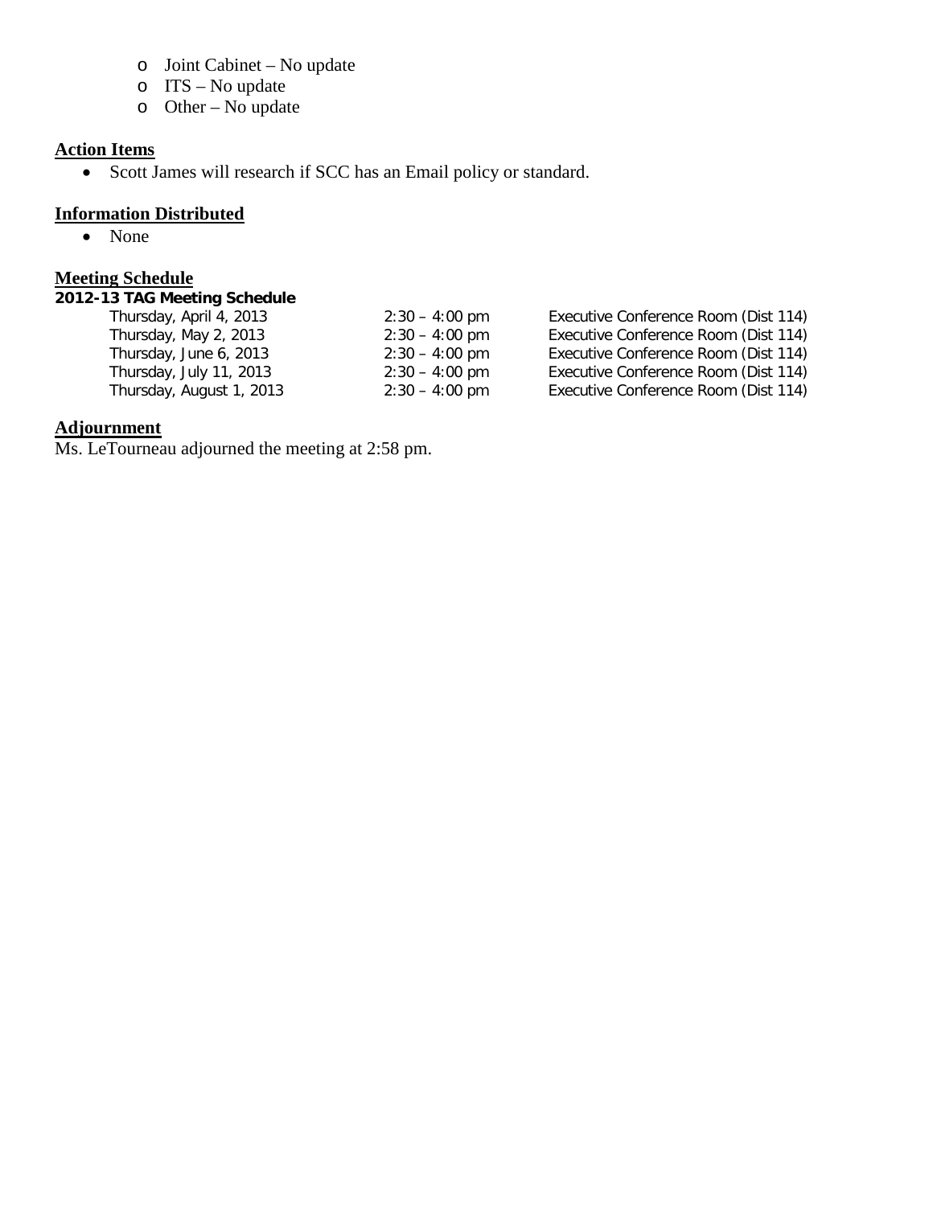- Joint Cabinet – No update
- ITS – No update
- Other – No update

## Action Items

- Scott James will research if SCC has an Email policy or standard.

## Information Distributed

- None

## Meeting Schedule

**2012-13 TAG Meeting Schedule**

| | | |
|---|---|---|
| Thursday, April 4, 2013 | 2:30 – 4:00 pm | Executive Conference Room (Dist 114) |
| Thursday, May 2, 2013 | 2:30 – 4:00 pm | Executive Conference Room (Dist 114) |
| Thursday, June 6, 2013 | 2:30 – 4:00 pm | Executive Conference Room (Dist 114) |
| Thursday, July 11, 2013 | 2:30 – 4:00 pm | Executive Conference Room (Dist 114) |
| Thursday, August 1, 2013 | 2:30 – 4:00 pm | Executive Conference Room (Dist 114) |

## Adjournment

Ms. LeTourneau adjourned the meeting at 2:58 pm.